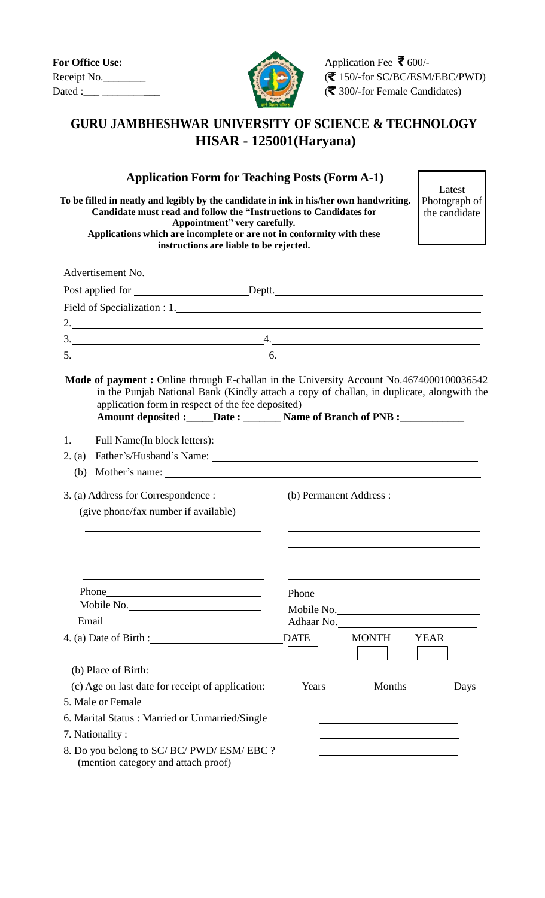**For Office Use:**
Receipt No.________
Dated :___ ___________

Application Fee ₹ 600/-
(₹ 150/-for SC/BC/ESM/EBC/PWD)
(₹ 300/-for Female Candidates)

# GURU JAMBHESHWAR UNIVERSITY OF SCIENCE & TECHNOLOGY
# HISAR - 125001(Haryana)

## Application Form for Teaching Posts (Form A-1)

Latest Photograph of the candidate

**To be filled in neatly and legibly by the candidate in ink in his/her own handwriting. Candidate must read and follow the "Instructions to Candidates for Appointment" very carefully.**
**Applications which are incomplete or are not in conformity with these instructions are liable to be rejected.**

Advertisement No. ____________________

Post applied for ____________________ Deptt. ____________________

Field of Specialization : 1. ____________________

2. ____________________

3. ____________________ 4. ____________________

5. ____________________ 6. ____________________

**Mode of payment :** Online through E-challan in the University Account No.4674000100036542 in the Punjab National Bank (Kindly attach a copy of challan, in duplicate, alongwith the application form in respect of the fee deposited)
**Amount deposited :_____Date : _______ Name of Branch of PNB :___________**

1. Full Name(In block letters): ____________________
2. (a) Father's/Husband's Name: ____________________
   (b) Mother's name: ____________________
3. (a) Address for Correspondence :
   (give phone/fax number if available)
   ____________________
   ____________________
   ____________________
   ____________________
   Phone ____________________
   Mobile No. ____________________
   Email ____________________

   (b) Permanent Address :
   ____________________
   ____________________
   ____________________
   ____________________
   Phone ____________________
   Mobile No. ____________________
   Adhaar No. ____________________
4. (a) Date of Birth : ____________________ DATE [ ] MONTH [ ] YEAR [ ]
   (b) Place of Birth: ____________________
   (c) Age on last date for receipt of application: _______Years_________Months_________Days
5. Male or Female ____________________
6. Marital Status : Married or Unmarried/Single ____________________
7. Nationality : ____________________
8. Do you belong to SC/ BC/ PWD/ ESM/ EBC ? ____________________
   (mention category and attach proof)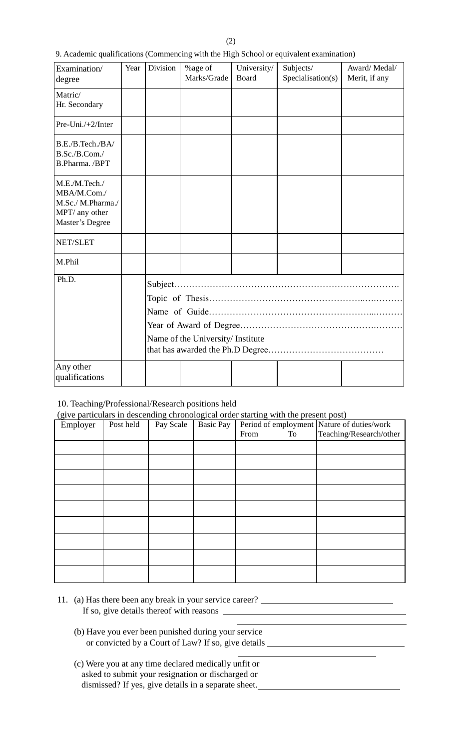9. Academic qualifications (Commencing with the High School or equivalent examination)

| Examination/ degree | Year | Division | %age of Marks/Grade | University/ Board | Subjects/ Specialisation(s) | Award/ Medal/ Merit, if any |
|---|---|---|---|---|---|---|
| Matric/ Hr. Secondary | | | | | | |
| Pre-Uni./+2/Inter | | | | | | |
| B.E./B.Tech./BA/ B.Sc./B.Com./ B.Pharma. /BPT | | | | | | |
| M.E./M.Tech./ MBA/M.Com./ M.Sc./ M.Pharma./ MPT/ any other Master's Degree | | | | | | |
| NET/SLET | | | | | | |
| M.Phil | | | | | | |
| Ph.D. | | Subject………………………………………………………………… Topic of Thesis……………………………………………………… Name of Guide……………………………………………………… Year of Award of Degree………………………………………………… Name of the University/ Institute that has awarded the Ph.D Degree………………………………… | | | | |
| Any other qualifications | | | | | | |

10. Teaching/Professional/Research positions held
(give particulars in descending chronological order starting with the present post)

| Employer | Post held | Pay Scale | Basic Pay | Period of employment From To | Nature of duties/work Teaching/Research/other |
|---|---|---|---|---|---|
| | | | | | |
| | | | | | |
| | | | | | |
| | | | | | |
| | | | | | |
| | | | | | |
| | | | | | |
| | | | | | |
| | | | | | |

11. (a) Has there been any break in your service career? ____________________
If so, give details thereof with reasons ____________________
____________________

(b) Have you ever been punished during your service or convicted by a Court of Law? If so, give details ____________________
____________________

(c) Were you at any time declared medically unfit or asked to submit your resignation or discharged or dismissed? If yes, give details in a separate sheet.____________________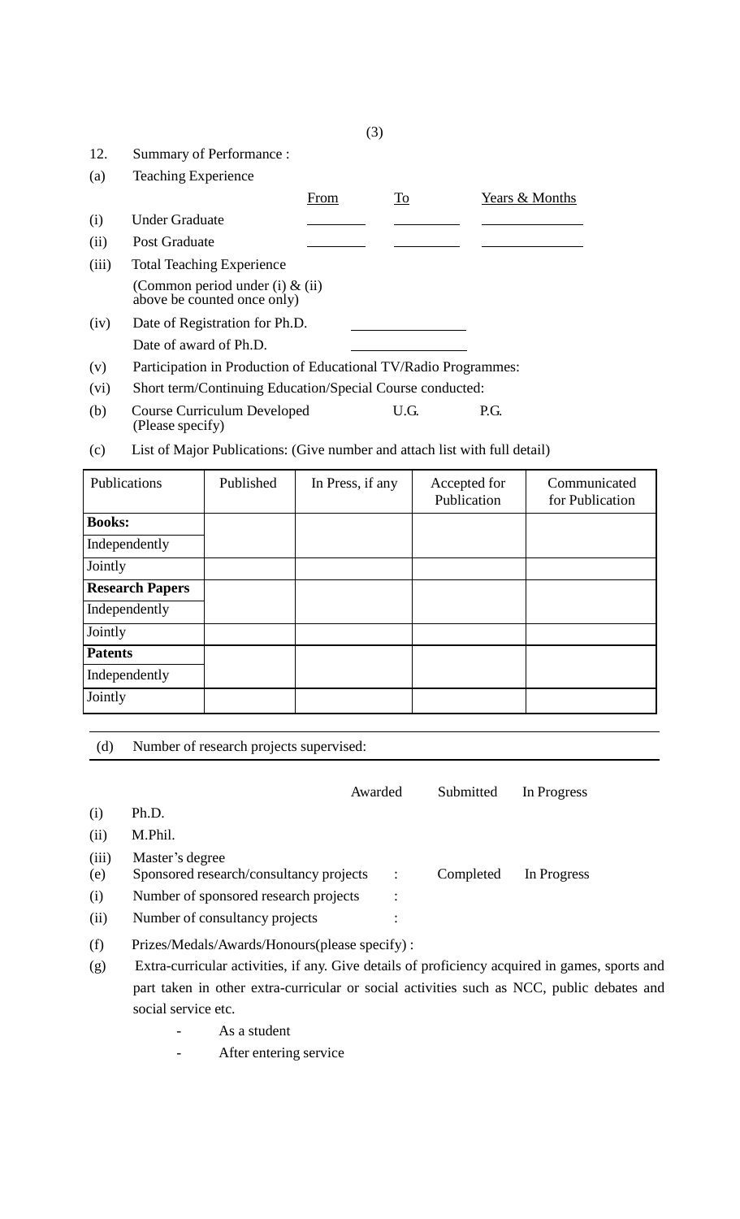12. Summary of Performance :

(a) Teaching Experience

| | | From | To | Years & Months |
|---|---|---|---|---|
| (i) | Under Graduate | ________ | ________ | ____________ |
| (ii) | Post Graduate | ________ | ________ | ____________ |
| (iii) | Total Teaching Experience (Common period under (i) & (ii) above be counted once only) | | | |

(iv) Date of Registration for Ph.D. ____________

Date of award of Ph.D. ____________

(v) Participation in Production of Educational TV/Radio Programmes:

(vi) Short term/Continuing Education/Special Course conducted:

(b) Course Curriculum Developed (Please specify) U.G. P.G.

(c) List of Major Publications: (Give number and attach list with full detail)

| Publications | Published | In Press, if any | Accepted for Publication | Communicated for Publication |
|---|---|---|---|---|
| **Books:** | | | | |
| Independently | | | | |
| Jointly | | | | |
| **Research Papers** | | | | |
| Independently | | | | |
| Jointly | | | | |
| **Patents** | | | | |
| Independently | | | | |
| Jointly | | | | |

(d) Number of research projects supervised:

| | | Awarded | Submitted | In Progress |
|---|---|---|---|---|
| (i) | Ph.D. | | | |
| (ii) | M.Phil. | | | |
| (iii) | Master's degree | | | |

(e) Sponsored research/consultancy projects : Completed In Progress

(i) Number of sponsored research projects :

(ii) Number of consultancy projects :

(f) Prizes/Medals/Awards/Honours(please specify) :

(g) Extra-curricular activities, if any. Give details of proficiency acquired in games, sports and part taken in other extra-curricular or social activities such as NCC, public debates and social service etc.

- As a student
- After entering service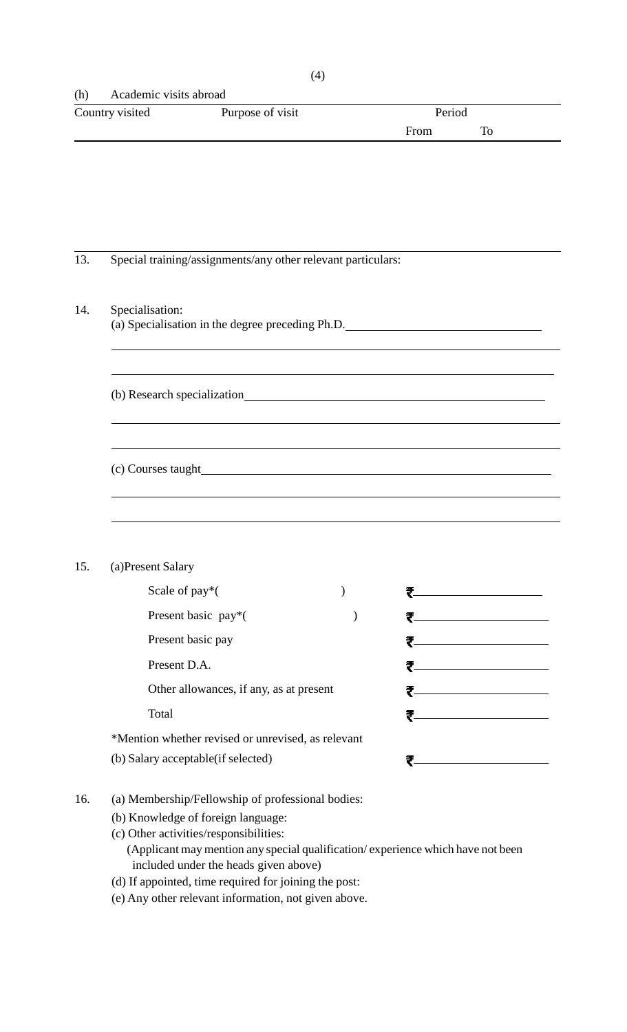(h) Academic visits abroad

| Country visited | Purpose of visit | Period | |
|---|---|---|---|
| | | From | To |
| | | | |

13. Special training/assignments/any other relevant particulars:

14. Specialisation:

(a) Specialisation in the degree preceding Ph.D. ______________________________

______________________________________________________________________

______________________________________________________________________

(b) Research specialization ______________________________________________

______________________________________________________________________

______________________________________________________________________

(c) Courses taught ______________________________________________________

______________________________________________________________________

______________________________________________________________________

15. (a)Present Salary

| | |
|---|---|
| Scale of pay*(                    ) | ₹ ____________________ |
| Present basic pay*(                    ) | ₹ ____________________ |
| Present basic pay | ₹ ____________________ |
| Present D.A. | ₹ ____________________ |
| Other allowances, if any, as at present | ₹ ____________________ |
| Total | ₹ ____________________ |

*Mention whether revised or unrevised, as relevant

(b) Salary acceptable(if selected) ₹ ____________________

16. (a) Membership/Fellowship of professional bodies:

(b) Knowledge of foreign language:

(c) Other activities/responsibilities:

(Applicant may mention any special qualification/ experience which have not been included under the heads given above)

(d) If appointed, time required for joining the post:

(e) Any other relevant information, not given above.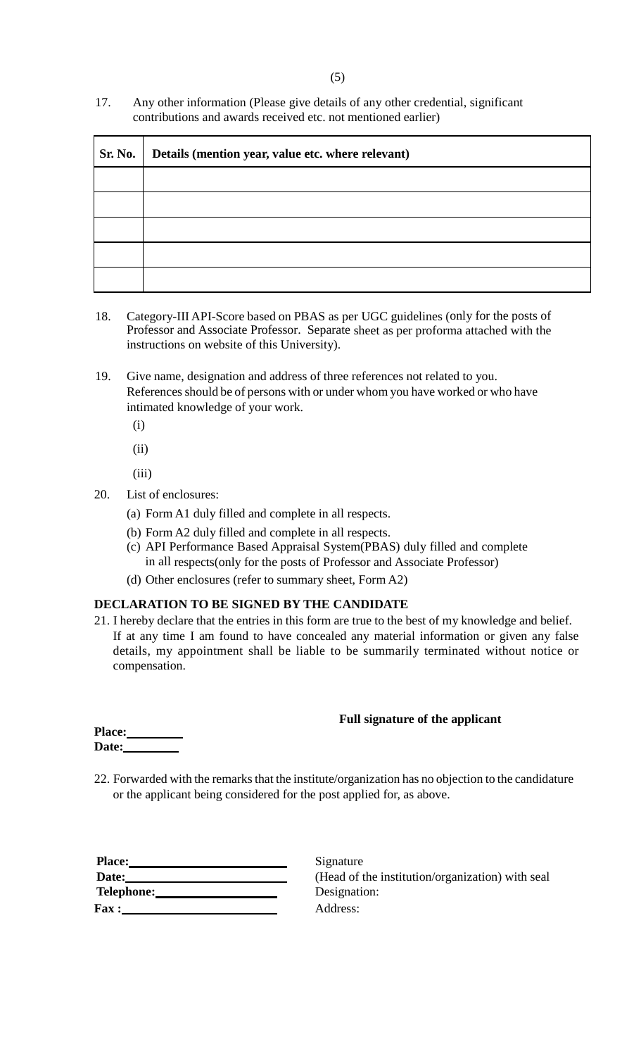17. Any other information (Please give details of any other credential, significant contributions and awards received etc. not mentioned earlier)

| Sr. No. | Details (mention year, value etc. where relevant) |
|---|---|
| | |
| | |
| | |
| | |
| | |

18. Category-III API-Score based on PBAS as per UGC guidelines (only for the posts of Professor and Associate Professor. Separate sheet as per proforma attached with the instructions on website of this University).

19. Give name, designation and address of three references not related to you. References should be of persons with or under whom you have worked or who have intimated knowledge of your work.

    (i)

    (ii)

    (iii)

20. List of enclosures:

    (a) Form A1 duly filled and complete in all respects.

    (b) Form A2 duly filled and complete in all respects.

    (c) API Performance Based Appraisal System(PBAS) duly filled and complete in all respects(only for the posts of Professor and Associate Professor)

    (d) Other enclosures (refer to summary sheet, Form A2)

**DECLARATION TO BE SIGNED BY THE CANDIDATE**

21. I hereby declare that the entries in this form are true to the best of my knowledge and belief. If at any time I am found to have concealed any material information or given any false details, my appointment shall be liable to be summarily terminated without notice or compensation.

**Full signature of the applicant**

**Place:**\_\_\_\_\_\_\_\_
**Date:**\_\_\_\_\_\_\_\_

22. Forwarded with the remarks that the institute/organization has no objection to the candidature or the applicant being considered for the post applied for, as above.

**Place:**\_\_\_\_\_\_\_\_\_\_\_\_\_\_\_\_\_\_\_\_\_\_\_\_
**Date:**\_\_\_\_\_\_\_\_\_\_\_\_\_\_\_\_\_\_\_\_\_\_\_\_
**Telephone:**\_\_\_\_\_\_\_\_\_\_\_\_\_\_\_\_\_\_
**Fax :**\_\_\_\_\_\_\_\_\_\_\_\_\_\_\_\_\_\_\_\_\_\_\_\_

Signature
(Head of the institution/organization) with seal
Designation:
Address: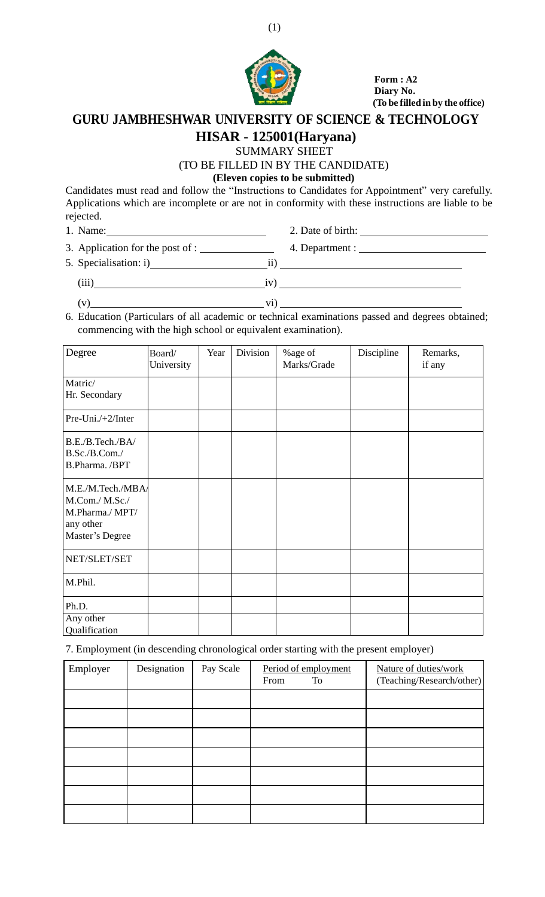**Form : A2**
**Diary No.**
**(To be filled in by the office)**

# GURU JAMBHESHWAR UNIVERSITY OF SCIENCE & TECHNOLOGY

## HISAR - 125001(Haryana)

SUMMARY SHEET

(TO BE FILLED IN BY THE CANDIDATE)

**(Eleven copies to be submitted)**

Candidates must read and follow the "Instructions to Candidates for Appointment" very carefully. Applications which are incomplete or are not in conformity with these instructions are liable to be rejected.

1. Name: ____________________ 2. Date of birth: ____________________
3. Application for the post of : ____________ 4. Department : ____________________
5. Specialisation: i)____________________ ii) ____________________

   (iii)____________________ iv) ____________________

   (v)____________________ vi) ____________________

6. Education (Particulars of all academic or technical examinations passed and degrees obtained; commencing with the high school or equivalent examination).

| Degree | Board/ University | Year | Division | %age of Marks/Grade | Discipline | Remarks, if any |
|---|---|---|---|---|---|---|
| Matric/ Hr. Secondary | | | | | | |
| Pre-Uni./+2/Inter | | | | | | |
| B.E./B.Tech./BA/ B.Sc./B.Com./ B.Pharma. /BPT | | | | | | |
| M.E./M.Tech./MBA/ M.Com./ M.Sc./ M.Pharma./ MPT/ any other Master's Degree | | | | | | |
| NET/SLET/SET | | | | | | |
| M.Phil. | | | | | | |
| Ph.D. | | | | | | |
| Any other Qualification | | | | | | |

7. Employment (in descending chronological order starting with the present employer)

| Employer | Designation | Pay Scale | Period of employment From To | Nature of duties/work (Teaching/Research/other) |
|---|---|---|---|---|
| | | | | |
| | | | | |
| | | | | |
| | | | | |
| | | | | |
| | | | | |
| | | | | |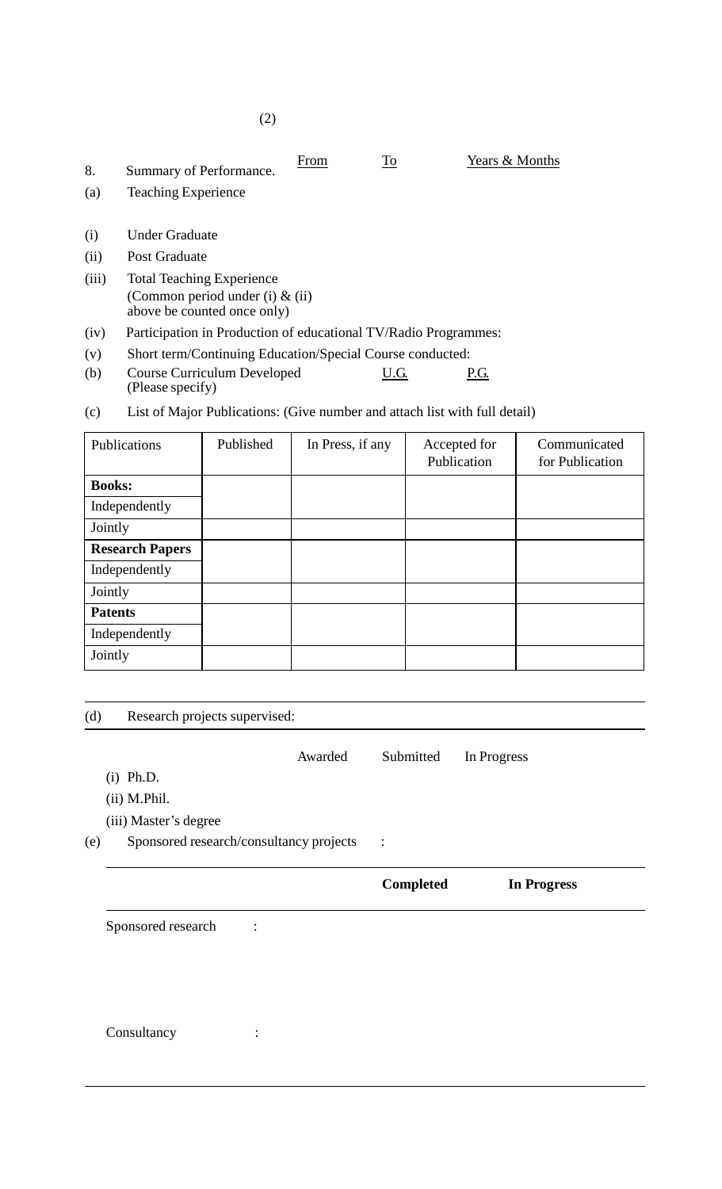8. Summary of Performance. From To Years & Months

(a) Teaching Experience

(i) Under Graduate

(ii) Post Graduate

(iii) Total Teaching Experience
(Common period under (i) & (ii) above be counted once only)

(iv) Participation in Production of educational TV/Radio Programmes:

(v) Short term/Continuing Education/Special Course conducted:

(b) Course Curriculum Developed (Please specify) U.G. P.G.

(c) List of Major Publications: (Give number and attach list with full detail)

| Publications | Published | In Press, if any | Accepted for Publication | Communicated for Publication |
|---|---|---|---|---|
| **Books:** | | | | |
| Independently | | | | |
| Jointly | | | | |
| **Research Papers** | | | | |
| Independently | | | | |
| Jointly | | | | |
| **Patents** | | | | |
| Independently | | | | |
| Jointly | | | | |

(d) Research projects supervised:

| | Awarded | Submitted | In Progress |
|---|---|---|---|
| (i) Ph.D. | | | |
| (ii) M.Phil. | | | |
| (iii) Master's degree | | | |

(e) Sponsored research/consultancy projects :

| | **Completed** | **In Progress** |
|---|---|---|
| Sponsored research : | | |
| Consultancy : | | |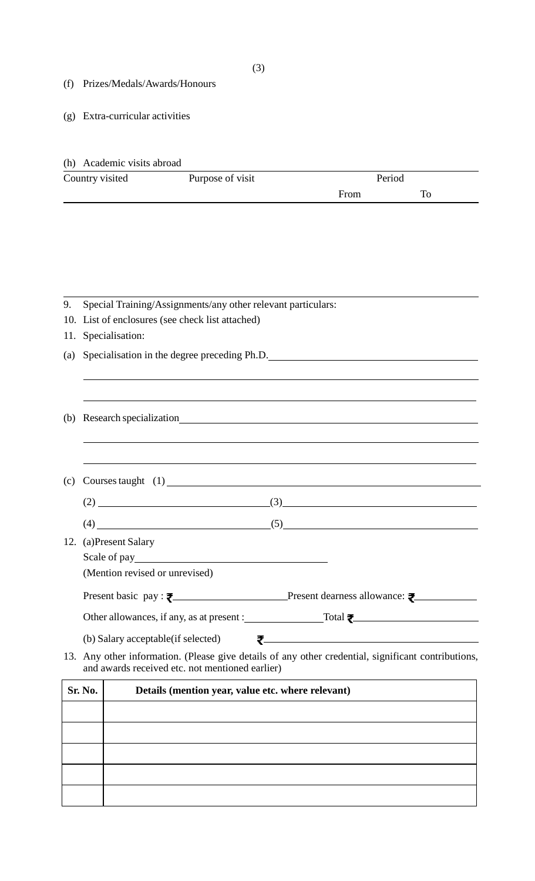(f) Prizes/Medals/Awards/Honours

(g) Extra-curricular activities

(h) Academic visits abroad

| Country visited | Purpose of visit | Period | |
|---|---|---|---|
| | | From | To |
| | | | |

9. Special Training/Assignments/any other relevant particulars:
10. List of enclosures (see check list attached)
11. Specialisation:

(a) Specialisation in the degree preceding Ph.D. ____________________

____________________

____________________

(b) Research specialization ____________________

____________________

____________________

(c) Courses taught (1) ____________________

(2) ____________________ (3) ____________________

(4) ____________________ (5) ____________________

12. (a)Present Salary

Scale of pay ____________________

(Mention revised or unrevised)

Present basic pay : ₹ ____________________ Present dearness allowance: ₹ ____________________

Other allowances, if any, as at present : ____________________ Total ₹ ____________________

(b) Salary acceptable(if selected) ₹ ____________________

13. Any other information. (Please give details of any other credential, significant contributions, and awards received etc. not mentioned earlier)

| Sr. No. | Details (mention year, value etc. where relevant) |
|---|---|
| | |
| | |
| | |
| | |
| | |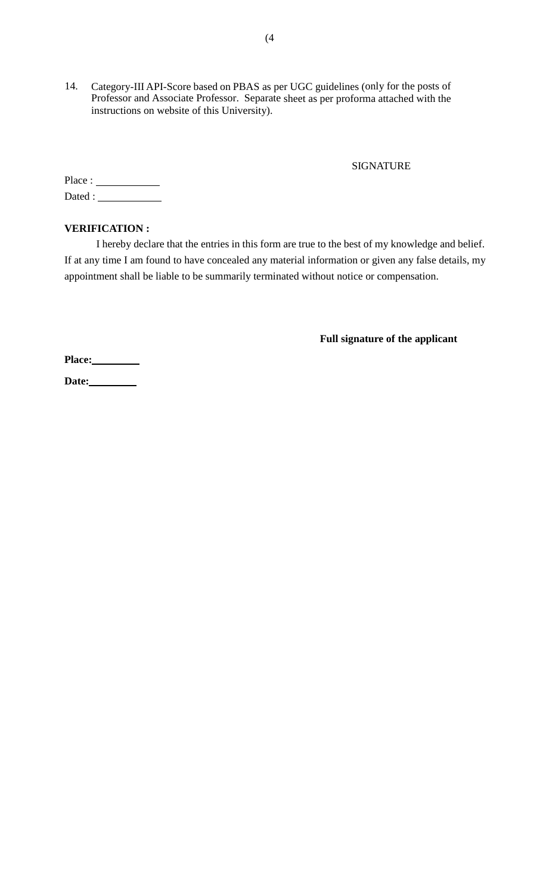14. Category-III API-Score based on PBAS as per UGC guidelines (only for the posts of Professor and Associate Professor. Separate sheet as per proforma attached with the instructions on website of this University).

SIGNATURE

Place : ___________

Dated : ___________

**VERIFICATION :**

I hereby declare that the entries in this form are true to the best of my knowledge and belief. If at any time I am found to have concealed any material information or given any false details, my appointment shall be liable to be summarily terminated without notice or compensation.

**Full signature of the applicant**

**Place:**_________

**Date:**_________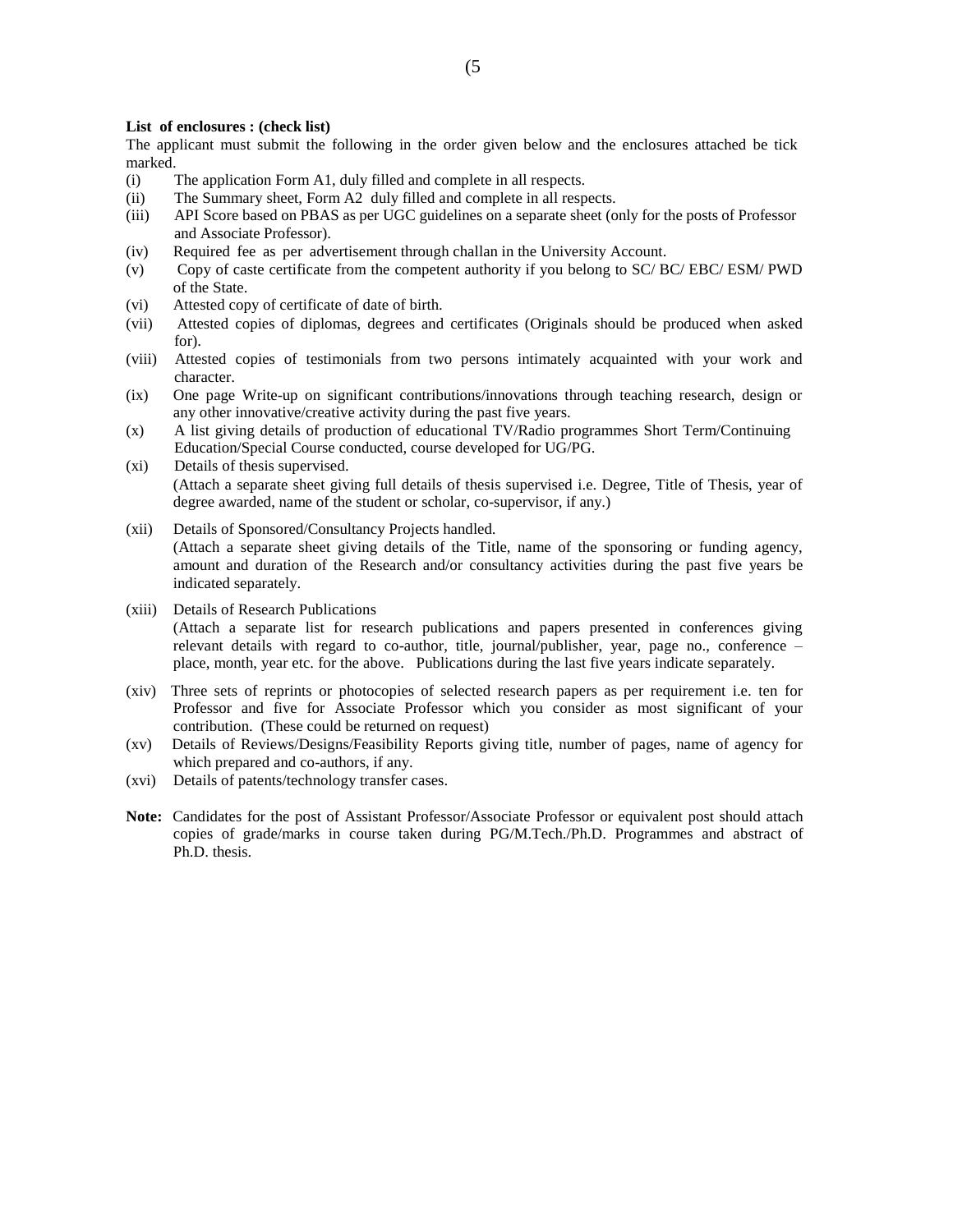**List of enclosures : (check list)**

The applicant must submit the following in the order given below and the enclosures attached be tick marked.

(i) The application Form A1, duly filled and complete in all respects.

(ii) The Summary sheet, Form A2 duly filled and complete in all respects.

(iii) API Score based on PBAS as per UGC guidelines on a separate sheet (only for the posts of Professor and Associate Professor).

(iv) Required fee as per advertisement through challan in the University Account.

(v) Copy of caste certificate from the competent authority if you belong to SC/ BC/ EBC/ ESM/ PWD of the State.

(vi) Attested copy of certificate of date of birth.

(vii) Attested copies of diplomas, degrees and certificates (Originals should be produced when asked for).

(viii) Attested copies of testimonials from two persons intimately acquainted with your work and character.

(ix) One page Write-up on significant contributions/innovations through teaching research, design or any other innovative/creative activity during the past five years.

(x) A list giving details of production of educational TV/Radio programmes Short Term/Continuing Education/Special Course conducted, course developed for UG/PG.

(xi) Details of thesis supervised.
(Attach a separate sheet giving full details of thesis supervised i.e. Degree, Title of Thesis, year of degree awarded, name of the student or scholar, co-supervisor, if any.)

(xii) Details of Sponsored/Consultancy Projects handled.
(Attach a separate sheet giving details of the Title, name of the sponsoring or funding agency, amount and duration of the Research and/or consultancy activities during the past five years be indicated separately.

(xiii) Details of Research Publications
(Attach a separate list for research publications and papers presented in conferences giving relevant details with regard to co-author, title, journal/publisher, year, page no., conference – place, month, year etc. for the above. Publications during the last five years indicate separately.

(xiv) Three sets of reprints or photocopies of selected research papers as per requirement i.e. ten for Professor and five for Associate Professor which you consider as most significant of your contribution. (These could be returned on request)

(xv) Details of Reviews/Designs/Feasibility Reports giving title, number of pages, name of agency for which prepared and co-authors, if any.

(xvi) Details of patents/technology transfer cases.

**Note:** Candidates for the post of Assistant Professor/Associate Professor or equivalent post should attach copies of grade/marks in course taken during PG/M.Tech./Ph.D. Programmes and abstract of Ph.D. thesis.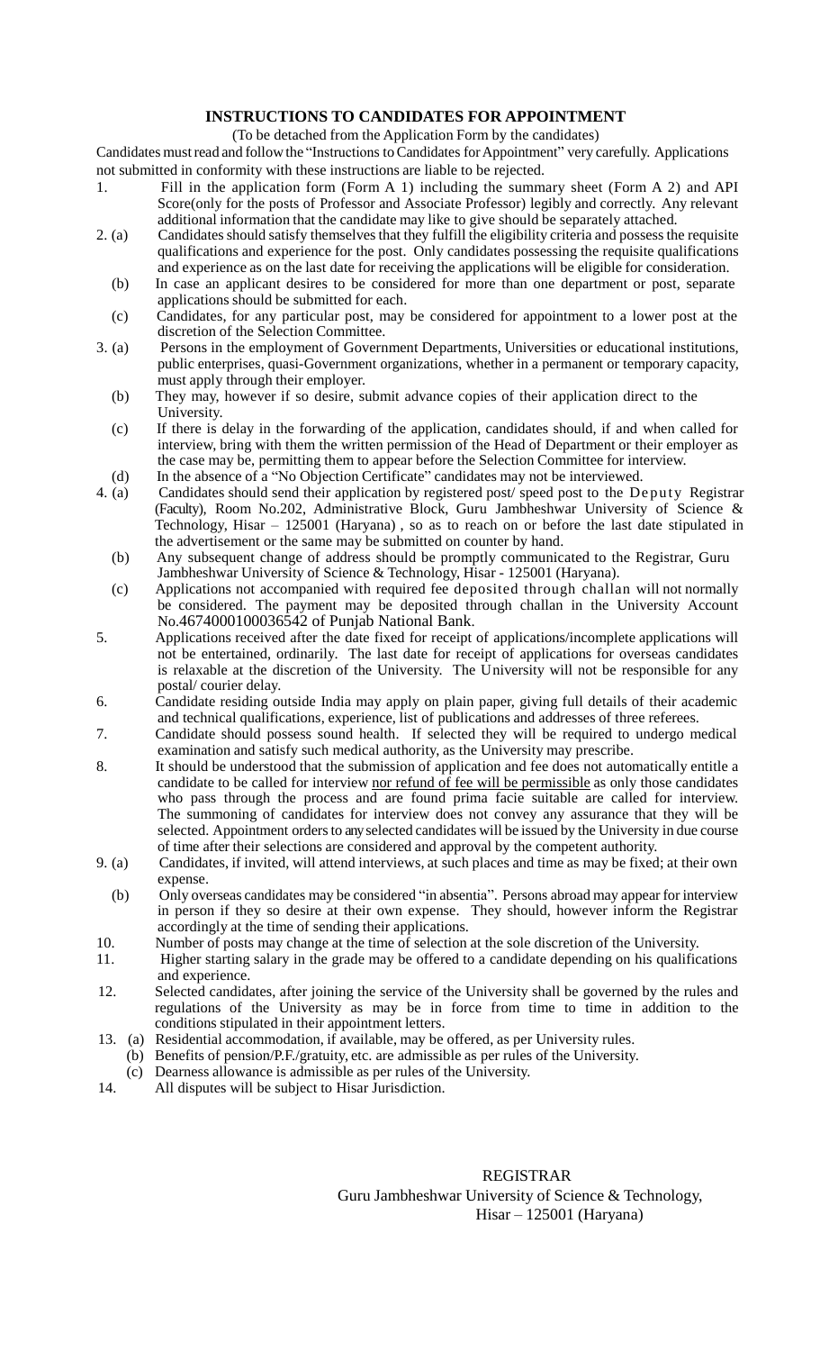## INSTRUCTIONS TO CANDIDATES FOR APPOINTMENT

(To be detached from the Application Form by the candidates)

Candidates must read and follow the "Instructions to Candidates for Appointment" very carefully. Applications not submitted in conformity with these instructions are liable to be rejected.

1. Fill in the application form (Form A 1) including the summary sheet (Form A 2) and API Score(only for the posts of Professor and Associate Professor) legibly and correctly. Any relevant additional information that the candidate may like to give should be separately attached.

2. (a) Candidates should satisfy themselves that they fulfill the eligibility criteria and possess the requisite qualifications and experience for the post. Only candidates possessing the requisite qualifications and experience as on the last date for receiving the applications will be eligible for consideration.

   (b) In case an applicant desires to be considered for more than one department or post, separate applications should be submitted for each.

   (c) Candidates, for any particular post, may be considered for appointment to a lower post at the discretion of the Selection Committee.

3. (a) Persons in the employment of Government Departments, Universities or educational institutions, public enterprises, quasi-Government organizations, whether in a permanent or temporary capacity, must apply through their employer.

   (b) They may, however if so desire, submit advance copies of their application direct to the University.

   (c) If there is delay in the forwarding of the application, candidates should, if and when called for interview, bring with them the written permission of the Head of Department or their employer as the case may be, permitting them to appear before the Selection Committee for interview.

   (d) In the absence of a "No Objection Certificate" candidates may not be interviewed.

4. (a) Candidates should send their application by registered post/ speed post to the Deputy Registrar (Faculty), Room No.202, Administrative Block, Guru Jambheshwar University of Science & Technology, Hisar – 125001 (Haryana) , so as to reach on or before the last date stipulated in the advertisement or the same may be submitted on counter by hand.

   (b) Any subsequent change of address should be promptly communicated to the Registrar, Guru Jambheshwar University of Science & Technology, Hisar - 125001 (Haryana).

   (c) Applications not accompanied with required fee deposited through challan will not normally be considered. The payment may be deposited through challan in the University Account No.4674000100036542 of Punjab National Bank.

5. Applications received after the date fixed for receipt of applications/incomplete applications will not be entertained, ordinarily. The last date for receipt of applications for overseas candidates is relaxable at the discretion of the University. The University will not be responsible for any postal/ courier delay.

6. Candidate residing outside India may apply on plain paper, giving full details of their academic and technical qualifications, experience, list of publications and addresses of three referees.

7. Candidate should possess sound health. If selected they will be required to undergo medical examination and satisfy such medical authority, as the University may prescribe.

8. It should be understood that the submission of application and fee does not automatically entitle a candidate to be called for interview nor refund of fee will be permissible as only those candidates who pass through the process and are found prima facie suitable are called for interview. The summoning of candidates for interview does not convey any assurance that they will be selected. Appointment orders to any selected candidates will be issued by the University in due course of time after their selections are considered and approval by the competent authority.

9. (a) Candidates, if invited, will attend interviews, at such places and time as may be fixed; at their own expense.

   (b) Only overseas candidates may be considered "in absentia". Persons abroad may appear for interview in person if they so desire at their own expense. They should, however inform the Registrar accordingly at the time of sending their applications.

10. Number of posts may change at the time of selection at the sole discretion of the University.

11. Higher starting salary in the grade may be offered to a candidate depending on his qualifications and experience.

12. Selected candidates, after joining the service of the University shall be governed by the rules and regulations of the University as may be in force from time to time in addition to the conditions stipulated in their appointment letters.

13. (a) Residential accommodation, if available, may be offered, as per University rules.

    (b) Benefits of pension/P.F./gratuity, etc. are admissible as per rules of the University.

    (c) Dearness allowance is admissible as per rules of the University.

14. All disputes will be subject to Hisar Jurisdiction.

REGISTRAR
Guru Jambheshwar University of Science & Technology,
Hisar – 125001 (Haryana)